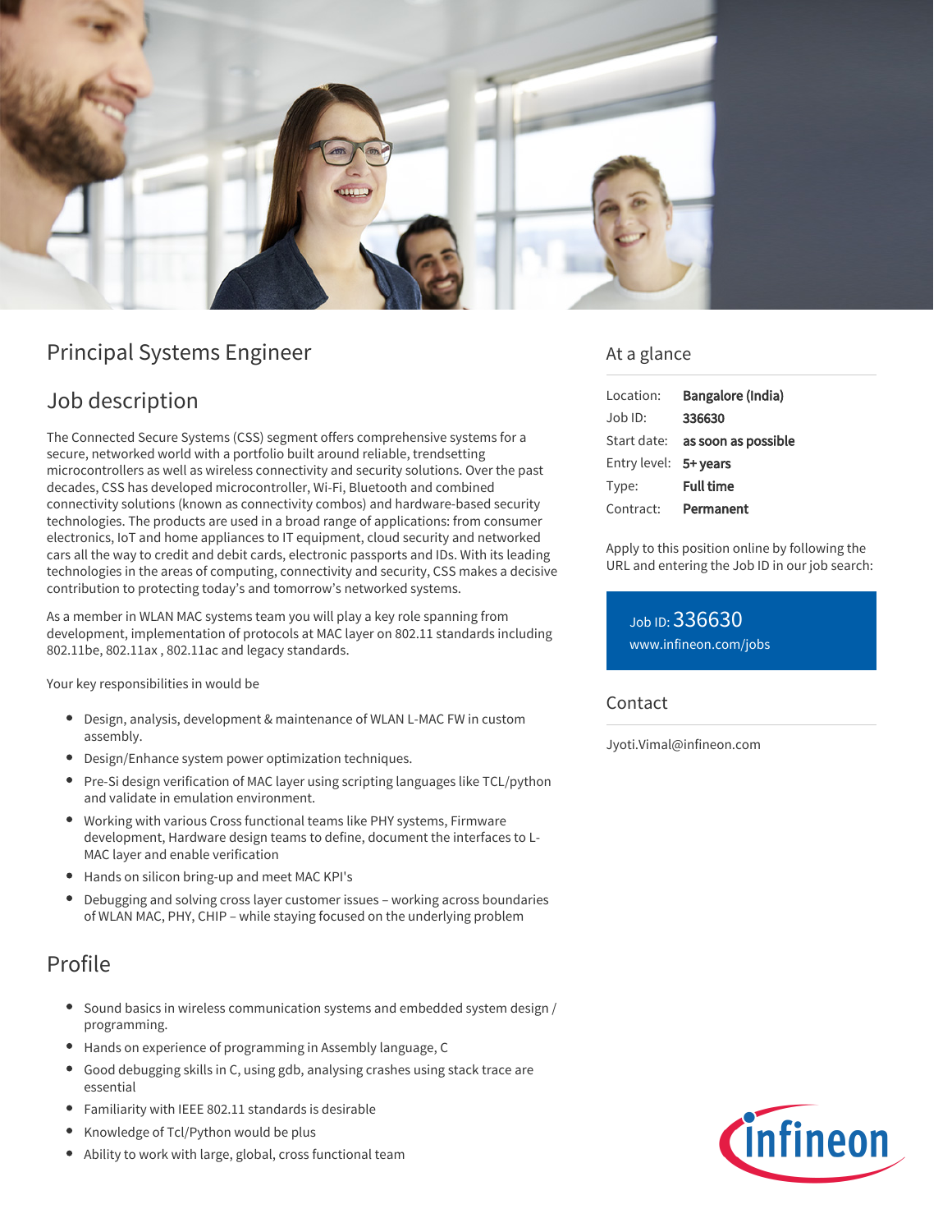# Principal Systems Engineer

## Job description

The Connected Secure Systems (CSS) segment offers comprehensive systems for a secure, networked world with a portfolio built around reliable, trendsetting microcontrollers as well as wireless connectivity and security solutions. Over the past decades, CSS has developed microcontroller, Wi-Fi, Bluetooth and combined connectivity solutions (known as connectivity combos) and hardware-based security technologies. The products are used in a broad range of applications: from consumer electronics, IoT and home appliances to IT equipment, cloud security and networked cars all the way to credit and debit cards, electronic passports and IDs. With its leading technologies in the areas of computing, connectivity and security, CSS makes a decisive contribution to protecting today's and tomorrow's networked systems.

As a member in WLAN MAC systems team you will play a key role spanning from development, implementation of protocols at MAC layer on 802.11 standards including 802.11be, 802.11ax , 802.11ac and legacy standards.

Your key responsibilities in would be

- Design, analysis, development & maintenance of WLAN L-MAC FW in custom assembly.
- Design/Enhance system power optimization techniques.
- Pre-Si design verification of MAC layer using scripting languages like TCL/python and validate in emulation environment.
- Working with various Cross functional teams like PHY systems, Firmware development, Hardware design teams to define, document the interfaces to L-MAC layer and enable verification
- Hands on silicon bring-up and meet MAC KPI's
- Debugging and solving cross layer customer issues – working across boundaries of WLAN MAC, PHY, CHIP – while staying focused on the underlying problem

## Profile

- Sound basics in wireless communication systems and embedded system design / programming.
- Hands on experience of programming in Assembly language, C
- Good debugging skills in C, using gdb, analysing crashes using stack trace are essential
- Familiarity with IEEE 802.11 standards is desirable
- Knowledge of Tcl/Python would be plus
- Ability to work with large, global, cross functional team

## At a glance

| | |
|---|---|
| Location: | **Bangalore (India)** |
| Job ID: | **336630** |
| Start date: | **as soon as possible** |
| Entry level: | **5+ years** |
| Type: | **Full time** |
| Contract: | **Permanent** |

Apply to this position online by following the URL and entering the Job ID in our job search:

Job ID: 336630
www.infineon.com/jobs

## Contact

Jyoti.Vimal@infineon.com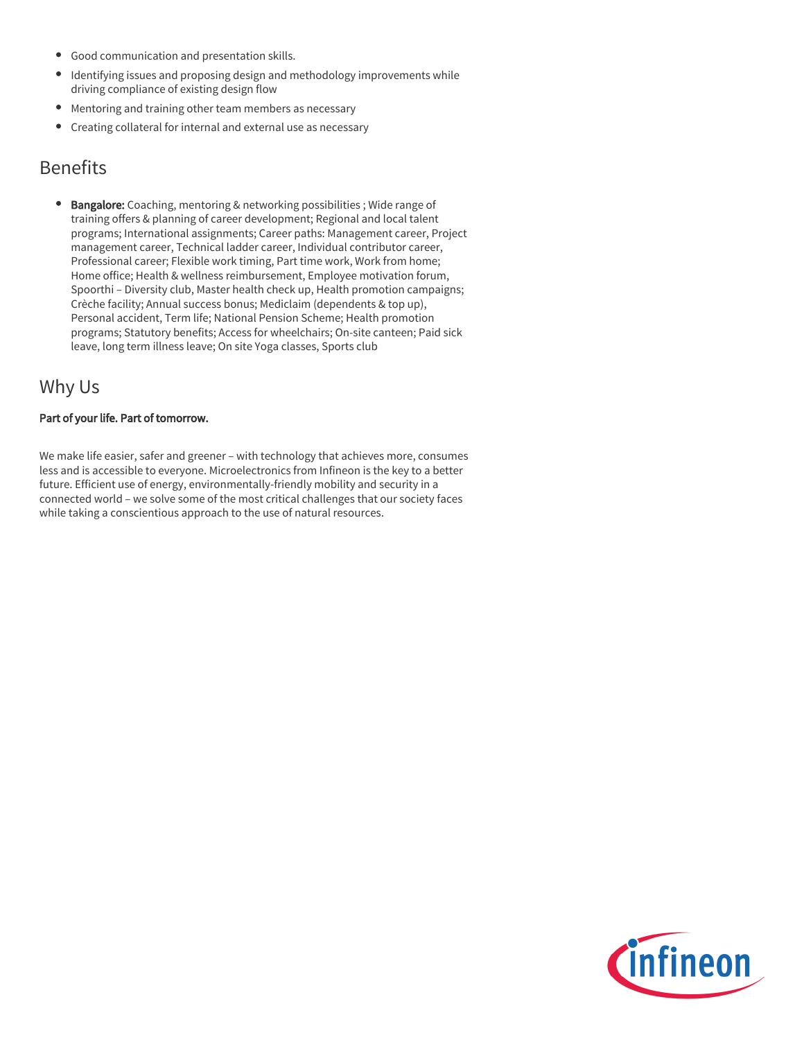- Good communication and presentation skills.
- Identifying issues and proposing design and methodology improvements while driving compliance of existing design flow
- Mentoring and training other team members as necessary
- Creating collateral for internal and external use as necessary

## Benefits

- **Bangalore:** Coaching, mentoring & networking possibilities ; Wide range of training offers & planning of career development; Regional and local talent programs; International assignments; Career paths: Management career, Project management career, Technical ladder career, Individual contributor career, Professional career; Flexible work timing, Part time work, Work from home; Home office; Health & wellness reimbursement, Employee motivation forum, Spoorthi – Diversity club, Master health check up, Health promotion campaigns; Crèche facility; Annual success bonus; Mediclaim (dependents & top up), Personal accident, Term life; National Pension Scheme; Health promotion programs; Statutory benefits; Access for wheelchairs; On-site canteen; Paid sick leave, long term illness leave; On site Yoga classes, Sports club

## Why Us

**Part of your life. Part of tomorrow.**

We make life easier, safer and greener – with technology that achieves more, consumes less and is accessible to everyone. Microelectronics from Infineon is the key to a better future. Efficient use of energy, environmentally-friendly mobility and security in a connected world – we solve some of the most critical challenges that our society faces while taking a conscientious approach to the use of natural resources.